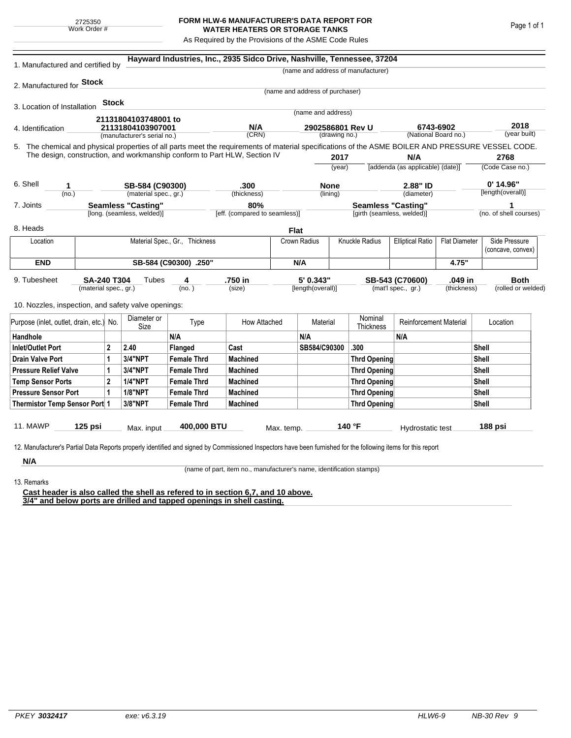2725350
Work Order #

# FORM HLW-6 MANUFACTURER'S DATA REPORT FOR WATER HEATERS OR STORAGE TANKS

As Required by the Provisions of the ASME Code Rules

1. Manufactured and certified by **Hayward Industries, Inc., 2935 Sidco Drive, Nashville, Tennessee, 37204**
(name and address of manufacturer)

2. Manufactured for **Stock**
(name and address of purchaser)

3. Location of Installation **Stock**
(name and address)

4. Identification **21131804103748001 to 21131804103907001** (manufacturer's serial no.) **N/A** (CRN) **2902586801 Rev U** (drawing no.) **6743-6902** (National Board no.) **2018** (year built)

5. The chemical and physical properties of all parts meet the requirements of material specifications of the ASME BOILER AND PRESSURE VESSEL CODE. The design, construction, and workmanship conform to Part HLW, Section IV **2017** (year) **N/A** [addenda (as applicable) (date)] **2768** (Code Case no.)

6. Shell **1** (no.) **SB-584 (C90300)** (material spec., gr.) **.300** (thickness) **None** (lining) **2.88" ID** (diameter) **0' 14.96"** [length(overall)]

7. Joints **Seamless "Casting"** [long. (seamless, welded)] **80%** [eff. (compared to seamless)] **Seamless "Casting"** [girth (seamless, welded)] **1** (no. of shell courses)

8. Heads **Flat**

| Location | Material Spec., Gr., Thickness | Crown Radius | Knuckle Radius | Elliptical Ratio | Flat Diameter | Side Pressure (concave, convex) |
|---|---|---|---|---|---|---|
| **END** | **SB-584 (C90300) .250"** | **N/A** | | | **4.75"** | |

9. Tubesheet **SA-240 T304** (material spec., gr.) Tubes **4** (no.) **.750 in** (size) **5' 0.343"** [length(overall)] **SB-543 (C70600)** (mat'l spec., gr.) **.049 in** (thickness) **Both** (rolled or welded)

10. Nozzles, inspection, and safety valve openings:

| Purpose (inlet, outlet, drain, etc.) | No. | Diameter or Size | Type | How Attached | Material | Nominal Thickness | Reinforcement Material | Location |
|---|---|---|---|---|---|---|---|---|
| **Handhole** | | | **N/A** | | **N/A** | | **N/A** | |
| **Inlet/Outlet Port** | **2** | **2.40** | **Flanged** | **Cast** | **SB584/C90300** | **.300** | | **Shell** |
| **Drain Valve Port** | **1** | **3/4"NPT** | **Female Thrd** | **Machined** | | **Thrd Opening** | | **Shell** |
| **Pressure Relief Valve** | **1** | **3/4"NPT** | **Female Thrd** | **Machined** | | **Thrd Opening** | | **Shell** |
| **Temp Sensor Ports** | **2** | **1/4"NPT** | **Female Thrd** | **Machined** | | **Thrd Opening** | | **Shell** |
| **Pressure Sensor Port** | **1** | **1/8"NPT** | **Female Thrd** | **Machined** | | **Thrd Opening** | | **Shell** |
| **Thermistor Temp Sensor Port** | **1** | **3/8"NPT** | **Female Thrd** | **Machined** | | **Thrd Opening** | | **Shell** |

11. MAWP **125 psi** Max. input **400,000 BTU** Max. temp. **140 °F** Hydrostatic test **188 psi**

12. Manufacturer's Partial Data Reports properly identified and signed by Commissioned Inspectors have been furnished for the following items for this report

**N/A**
(name of part, item no., manufacturer's name, identification stamps)

13. Remarks

**Cast header is also called the shell as refered to in section 6,7, and 10 above.**
**3/4" and below ports are drilled and tapped openings in shell casting.**

PKEY **3032417** exe: v6.3.19 HLW6-9 NB-30 Rev 9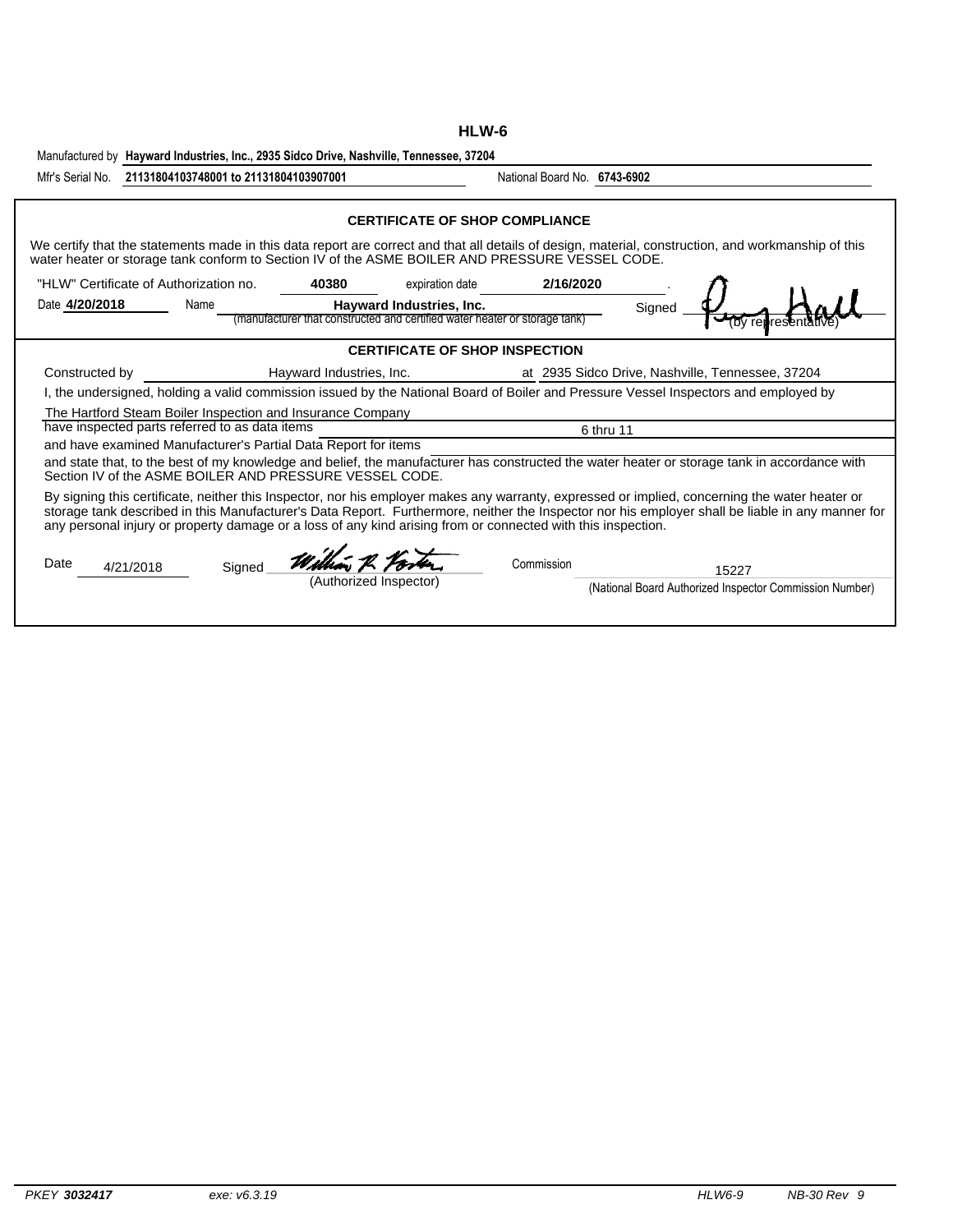# HLW-6

Manufactured by **Hayward Industries, Inc., 2935 Sidco Drive, Nashville, Tennessee, 37204**

Mfr's Serial No. **21131804103748001 to 21131804103907001** National Board No. **6743-6902**

## CERTIFICATE OF SHOP COMPLIANCE

We certify that the statements made in this data report are correct and that all details of design, material, construction, and workmanship of this water heater or storage tank conform to Section IV of the ASME BOILER AND PRESSURE VESSEL CODE.

"HLW" Certificate of Authorization no. **40380** expiration date **2/16/2020**.

Date **4/20/2018** Name **Hayward Industries, Inc.** Signed [signature] (by representative)

(manufacturer that constructed and certified water heater or storage tank)

## CERTIFICATE OF SHOP INSPECTION

Constructed by Hayward Industries, Inc. at 2935 Sidco Drive, Nashville, Tennessee, 37204

I, the undersigned, holding a valid commission issued by the National Board of Boiler and Pressure Vessel Inspectors and employed by

The Hartford Steam Boiler Inspection and Insurance Company

have inspected parts referred to as data items 6 thru 11

and have examined Manufacturer's Partial Data Report for items

and state that, to the best of my knowledge and belief, the manufacturer has constructed the water heater or storage tank in accordance with Section IV of the ASME BOILER AND PRESSURE VESSEL CODE.

By signing this certificate, neither this Inspector, nor his employer makes any warranty, expressed or implied, concerning the water heater or storage tank described in this Manufacturer's Data Report. Furthermore, neither the Inspector nor his employer shall be liable in any manner for any personal injury or property damage or a loss of any kind arising from or connected with this inspection.

Date 4/21/2018 Signed [signature] (Authorized Inspector) Commission 15227 (National Board Authorized Inspector Commission Number)

PKEY 3032417 exe: v6.3.19 HLW6-9 NB-30 Rev 9